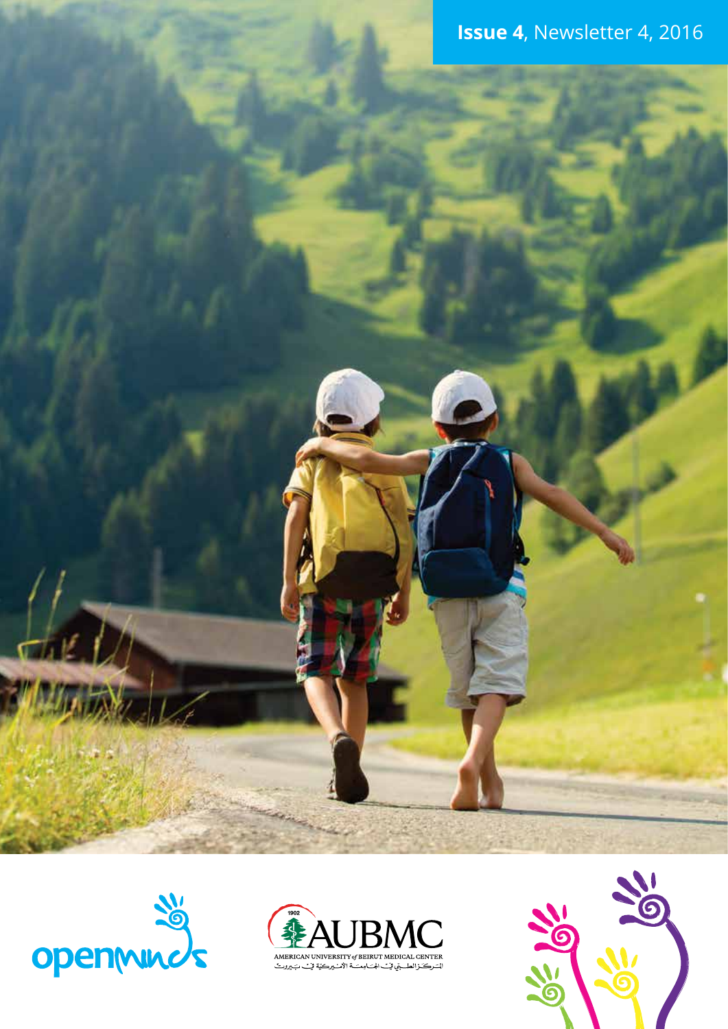**Issue 4**, Newsletter 4, 2016

openminds

AUBMC

AMERICAN UNIVERSITY of BEIRUT MEDICAL CENTER

المركز الطبي في الجامعة الأميركية في بيروت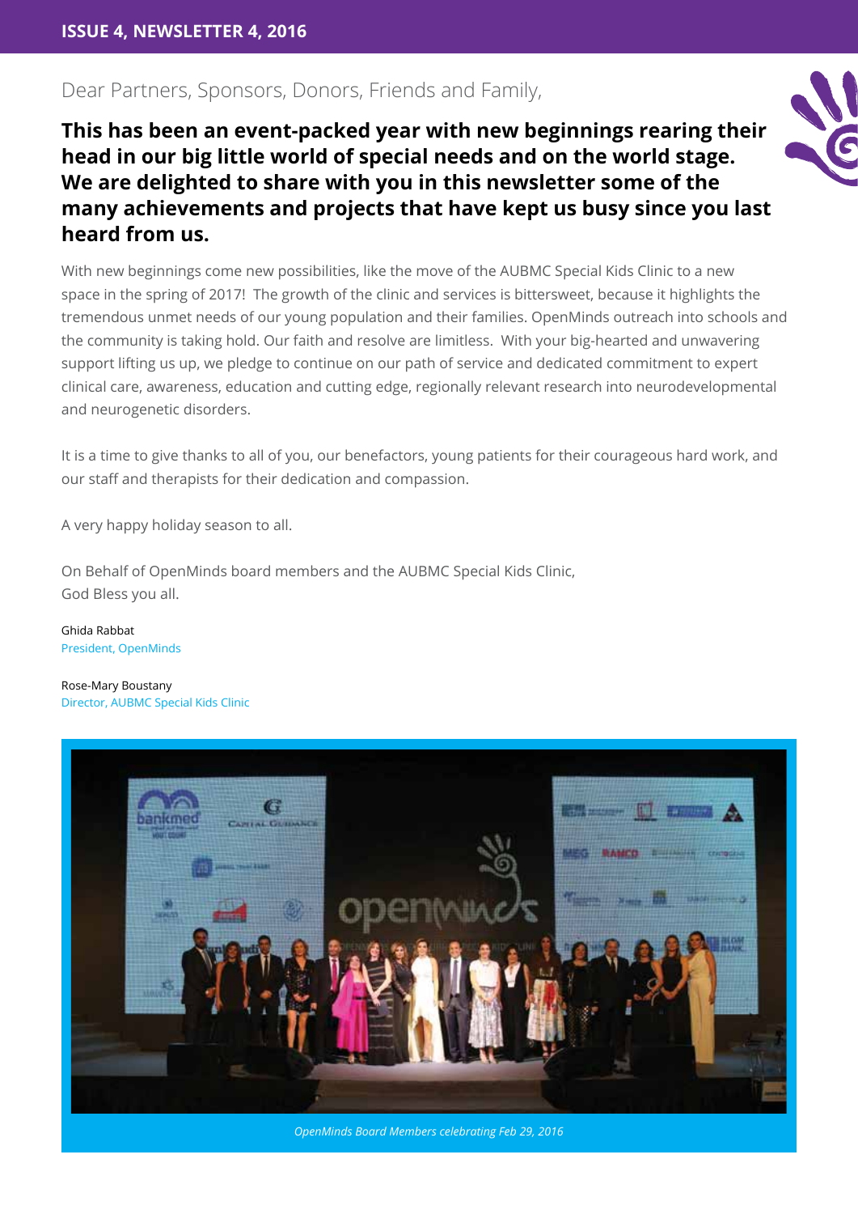Dear Partners, Sponsors, Donors, Friends and Family,

**This has been an event-packed year with new beginnings rearing their head in our big little world of special needs and on the world stage. We are delighted to share with you in this newsletter some of the many achievements and projects that have kept us busy since you last heard from us.**

With new beginnings come new possibilities, like the move of the AUBMC Special Kids Clinic to a new space in the spring of 2017! The growth of the clinic and services is bittersweet, because it highlights the tremendous unmet needs of our young population and their families. OpenMinds outreach into schools and the community is taking hold. Our faith and resolve are limitless. With your big-hearted and unwavering support lifting us up, we pledge to continue on our path of service and dedicated commitment to expert clinical care, awareness, education and cutting edge, regionally relevant research into neurodevelopmental and neurogenetic disorders.

It is a time to give thanks to all of you, our benefactors, young patients for their courageous hard work, and our staff and therapists for their dedication and compassion.

A very happy holiday season to all.

On Behalf of OpenMinds board members and the AUBMC Special Kids Clinic,
God Bless you all.

Ghida Rabbat
President, OpenMinds

Rose-Mary Boustany
Director, AUBMC Special Kids Clinic

*OpenMinds Board Members celebrating Feb 29, 2016*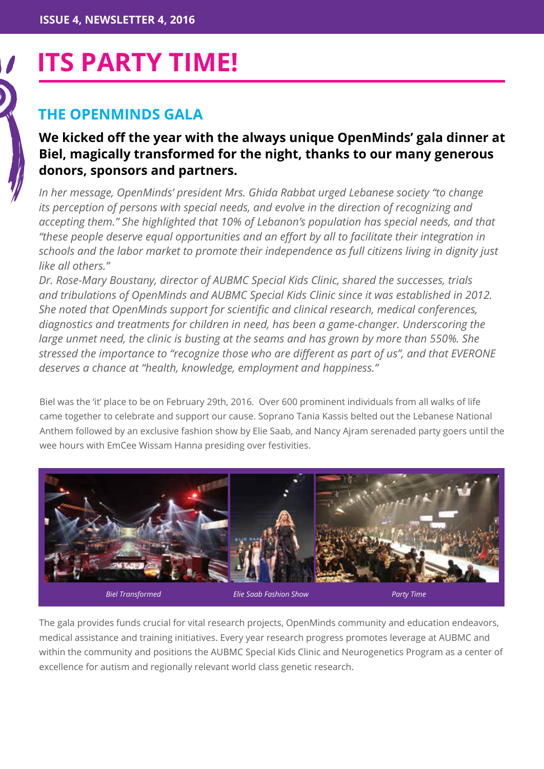# ITS PARTY TIME!

## THE OPENMINDS GALA

**We kicked off the year with the always unique OpenMinds' gala dinner at Biel, magically transformed for the night, thanks to our many generous donors, sponsors and partners.**

*In her message, OpenMinds' president Mrs. Ghida Rabbat urged Lebanese society "to change its perception of persons with special needs, and evolve in the direction of recognizing and accepting them." She highlighted that 10% of Lebanon's population has special needs, and that "these people deserve equal opportunities and an effort by all to facilitate their integration in schools and the labor market to promote their independence as full citizens living in dignity just like all others."*

*Dr. Rose-Mary Boustany, director of AUBMC Special Kids Clinic, shared the successes, trials and tribulations of OpenMinds and AUBMC Special Kids Clinic since it was established in 2012. She noted that OpenMinds support for scientific and clinical research, medical conferences, diagnostics and treatments for children in need, has been a game-changer. Underscoring the large unmet need, the clinic is busting at the seams and has grown by more than 550%. She stressed the importance to "recognize those who are different as part of us", and that EVERONE deserves a chance at "health, knowledge, employment and happiness."*

Biel was the 'it' place to be on February 29th, 2016. Over 600 prominent individuals from all walks of life came together to celebrate and support our cause. Soprano Tania Kassis belted out the Lebanese National Anthem followed by an exclusive fashion show by Elie Saab, and Nancy Ajram serenaded party goers until the wee hours with EmCee Wissam Hanna presiding over festivities.

*Biel Transformed*

*Elie Saab Fashion Show*

*Party Time*

The gala provides funds crucial for vital research projects, OpenMinds community and education endeavors, medical assistance and training initiatives. Every year research progress promotes leverage at AUBMC and within the community and positions the AUBMC Special Kids Clinic and Neurogenetics Program as a center of excellence for autism and regionally relevant world class genetic research.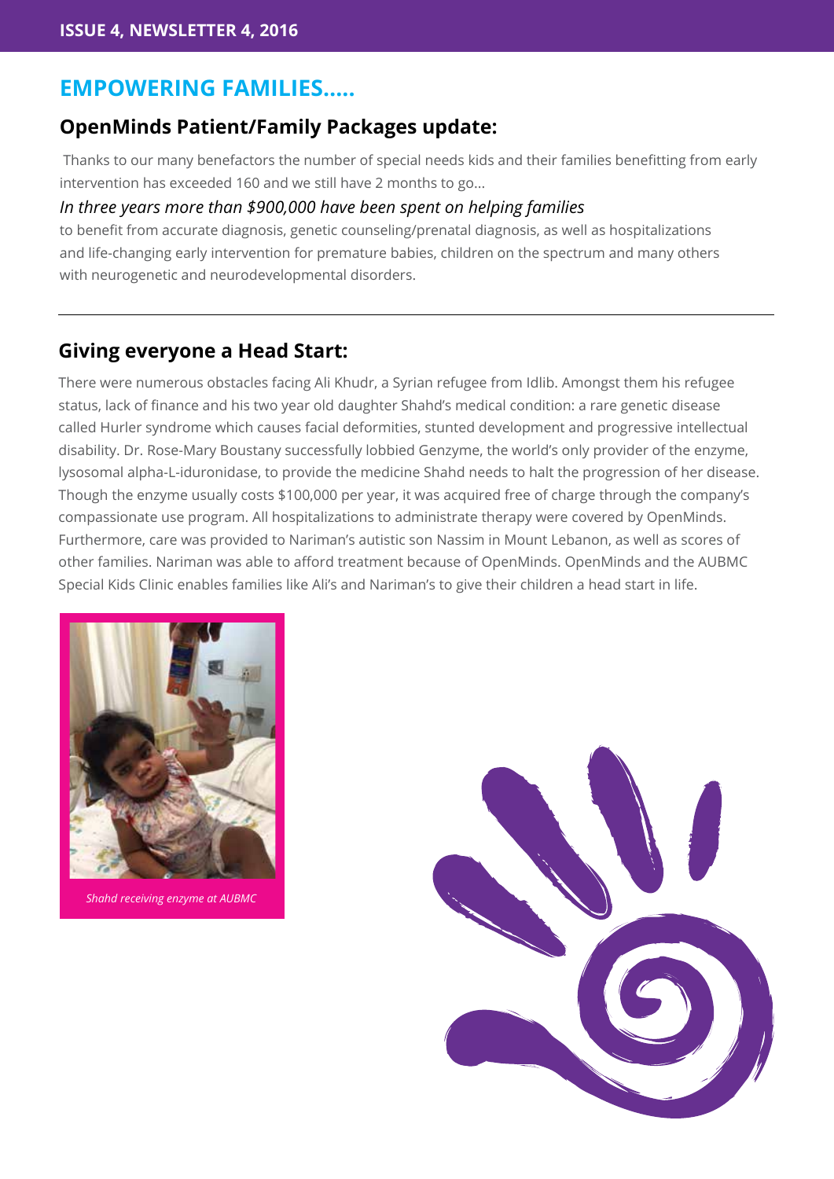# EMPOWERING FAMILIES.....

## OpenMinds Patient/Family Packages update:

Thanks to our many benefactors the number of special needs kids and their families benefitting from early intervention has exceeded 160 and we still have 2 months to go...

*In three years more than $900,000 have been spent on helping families*

to benefit from accurate diagnosis, genetic counseling/prenatal diagnosis, as well as hospitalizations and life-changing early intervention for premature babies, children on the spectrum and many others with neurogenetic and neurodevelopmental disorders.

---

## Giving everyone a Head Start:

There were numerous obstacles facing Ali Khudr, a Syrian refugee from Idlib. Amongst them his refugee status, lack of finance and his two year old daughter Shahd's medical condition: a rare genetic disease called Hurler syndrome which causes facial deformities, stunted development and progressive intellectual disability. Dr. Rose-Mary Boustany successfully lobbied Genzyme, the world's only provider of the enzyme, lysosomal alpha-L-iduronidase, to provide the medicine Shahd needs to halt the progression of her disease. Though the enzyme usually costs $100,000 per year, it was acquired free of charge through the company's compassionate use program. All hospitalizations to administrate therapy were covered by OpenMinds. Furthermore, care was provided to Nariman's autistic son Nassim in Mount Lebanon, as well as scores of other families. Nariman was able to afford treatment because of OpenMinds. OpenMinds and the AUBMC Special Kids Clinic enables families like Ali's and Nariman's to give their children a head start in life.

*Shahd receiving enzyme at AUBMC*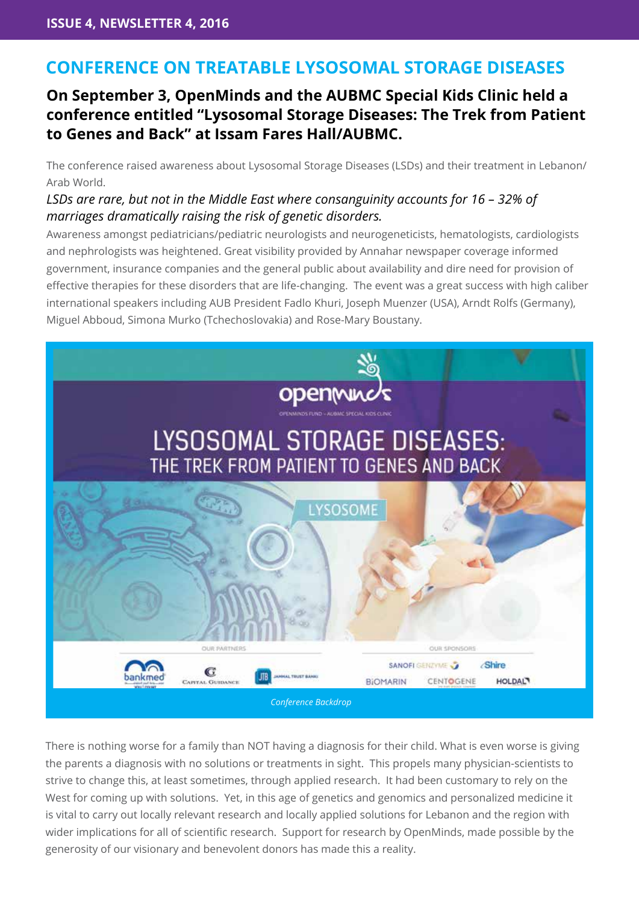# CONFERENCE ON TREATABLE LYSOSOMAL STORAGE DISEASES

## On September 3, OpenMinds and the AUBMC Special Kids Clinic held a conference entitled "Lysosomal Storage Diseases: The Trek from Patient to Genes and Back" at Issam Fares Hall/AUBMC.

The conference raised awareness about Lysosomal Storage Diseases (LSDs) and their treatment in Lebanon/ Arab World.

*LSDs are rare, but not in the Middle East where consanguinity accounts for 16 – 32% of marriages dramatically raising the risk of genetic disorders.*

Awareness amongst pediatricians/pediatric neurologists and neurogeneticists, hematologists, cardiologists and nephrologists was heightened. Great visibility provided by Annahar newspaper coverage informed government, insurance companies and the general public about availability and dire need for provision of effective therapies for these disorders that are life-changing. The event was a great success with high caliber international speakers including AUB President Fadlo Khuri, Joseph Muenzer (USA), Arndt Rolfs (Germany), Miguel Abboud, Simona Murko (Tchechoslovakia) and Rose-Mary Boustany.

*Conference Backdrop*

There is nothing worse for a family than NOT having a diagnosis for their child. What is even worse is giving the parents a diagnosis with no solutions or treatments in sight. This propels many physician-scientists to strive to change this, at least sometimes, through applied research. It had been customary to rely on the West for coming up with solutions. Yet, in this age of genetics and genomics and personalized medicine it is vital to carry out locally relevant research and locally applied solutions for Lebanon and the region with wider implications for all of scientific research. Support for research by OpenMinds, made possible by the generosity of our visionary and benevolent donors has made this a reality.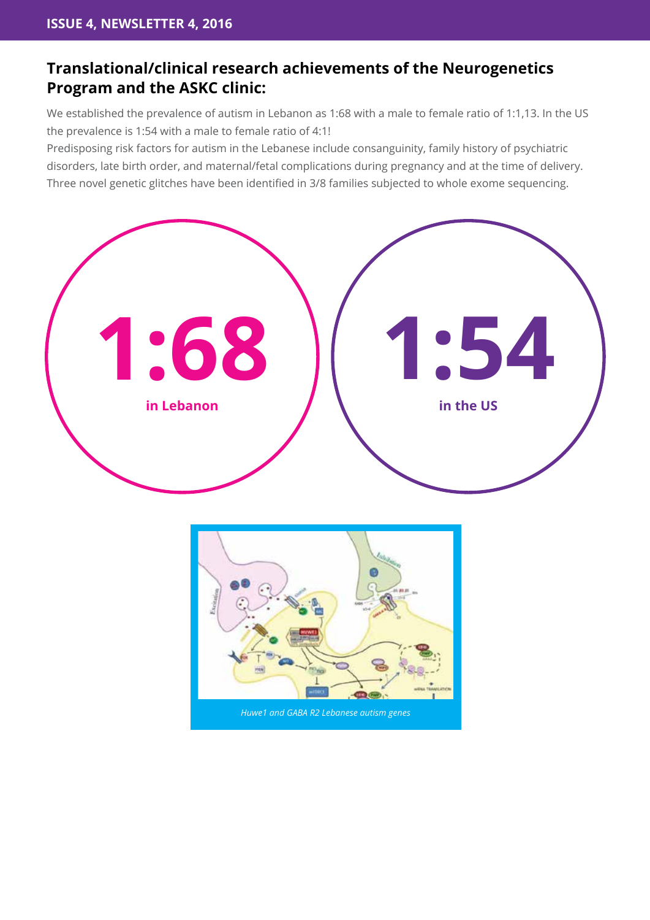## Translational/clinical research achievements of the Neurogenetics Program and the ASKC clinic:

We established the prevalence of autism in Lebanon as 1:68 with a male to female ratio of 1:1,13. In the US the prevalence is 1:54 with a male to female ratio of 4:1!

Predisposing risk factors for autism in the Lebanese include consanguinity, family history of psychiatric disorders, late birth order, and maternal/fetal complications during pregnancy and at the time of delivery.

Three novel genetic glitches have been identified in 3/8 families subjected to whole exome sequencing.

**1:68**

**in Lebanon**

**1:54**

**in the US**

*Huwe1 and GABA R2 Lebanese autism genes*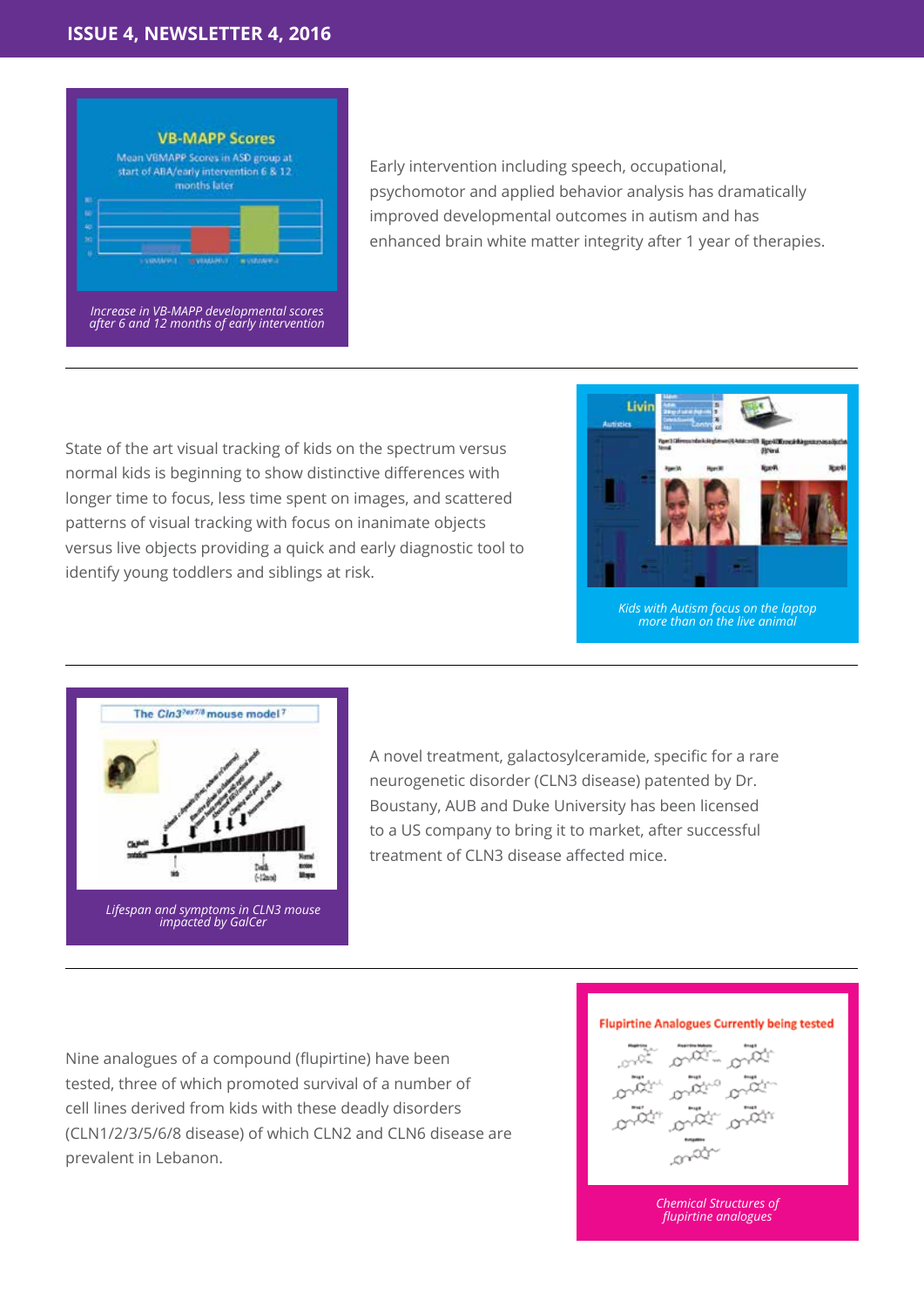Increase in VB-MAPP developmental scores after 6 and 12 months of early intervention

Early intervention including speech, occupational, psychomotor and applied behavior analysis has dramatically improved developmental outcomes in autism and has enhanced brain white matter integrity after 1 year of therapies.

---

State of the art visual tracking of kids on the spectrum versus normal kids is beginning to show distinctive differences with longer time to focus, less time spent on images, and scattered patterns of visual tracking with focus on inanimate objects versus live objects providing a quick and early diagnostic tool to identify young toddlers and siblings at risk.

*Kids with Autism focus on the laptop more than on the live animal*

---

*Lifespan and symptoms in CLN3 mouse impacted by GalCer*

A novel treatment, galactosylceramide, specific for a rare neurogenetic disorder (CLN3 disease) patented by Dr. Boustany, AUB and Duke University has been licensed to a US company to bring it to market, after successful treatment of CLN3 disease affected mice.

---

Nine analogues of a compound (flupirtine) have been tested, three of which promoted survival of a number of cell lines derived from kids with these deadly disorders (CLN1/2/3/5/6/8 disease) of which CLN2 and CLN6 disease are prevalent in Lebanon.

*Chemical Structures of flupirtine analogues*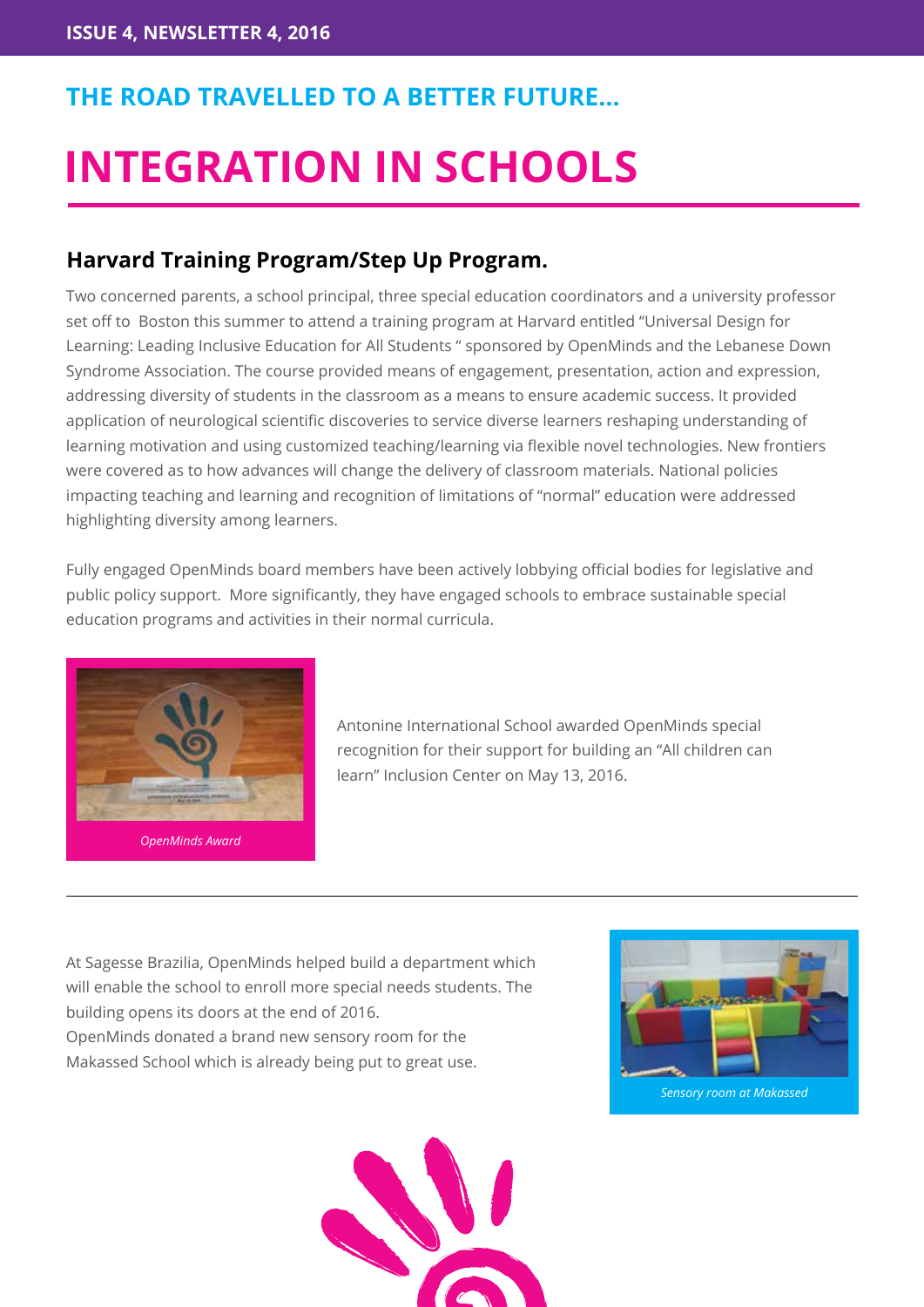### THE ROAD TRAVELLED TO A BETTER FUTURE...

# INTEGRATION IN SCHOOLS

## Harvard Training Program/Step Up Program.

Two concerned parents, a school principal, three special education coordinators and a university professor set off to Boston this summer to attend a training program at Harvard entitled "Universal Design for Learning: Leading Inclusive Education for All Students " sponsored by OpenMinds and the Lebanese Down Syndrome Association. The course provided means of engagement, presentation, action and expression, addressing diversity of students in the classroom as a means to ensure academic success. It provided application of neurological scientific discoveries to service diverse learners reshaping understanding of learning motivation and using customized teaching/learning via flexible novel technologies. New frontiers were covered as to how advances will change the delivery of classroom materials. National policies impacting teaching and learning and recognition of limitations of "normal" education were addressed highlighting diversity among learners.

Fully engaged OpenMinds board members have been actively lobbying official bodies for legislative and public policy support. More significantly, they have engaged schools to embrace sustainable special education programs and activities in their normal curricula.

*OpenMinds Award*

Antonine International School awarded OpenMinds special recognition for their support for building an "All children can learn" Inclusion Center on May 13, 2016.

---

At Sagesse Brazilia, OpenMinds helped build a department which will enable the school to enroll more special needs students. The building opens its doors at the end of 2016.
OpenMinds donated a brand new sensory room for the Makassed School which is already being put to great use.

*Sensory room at Makassed*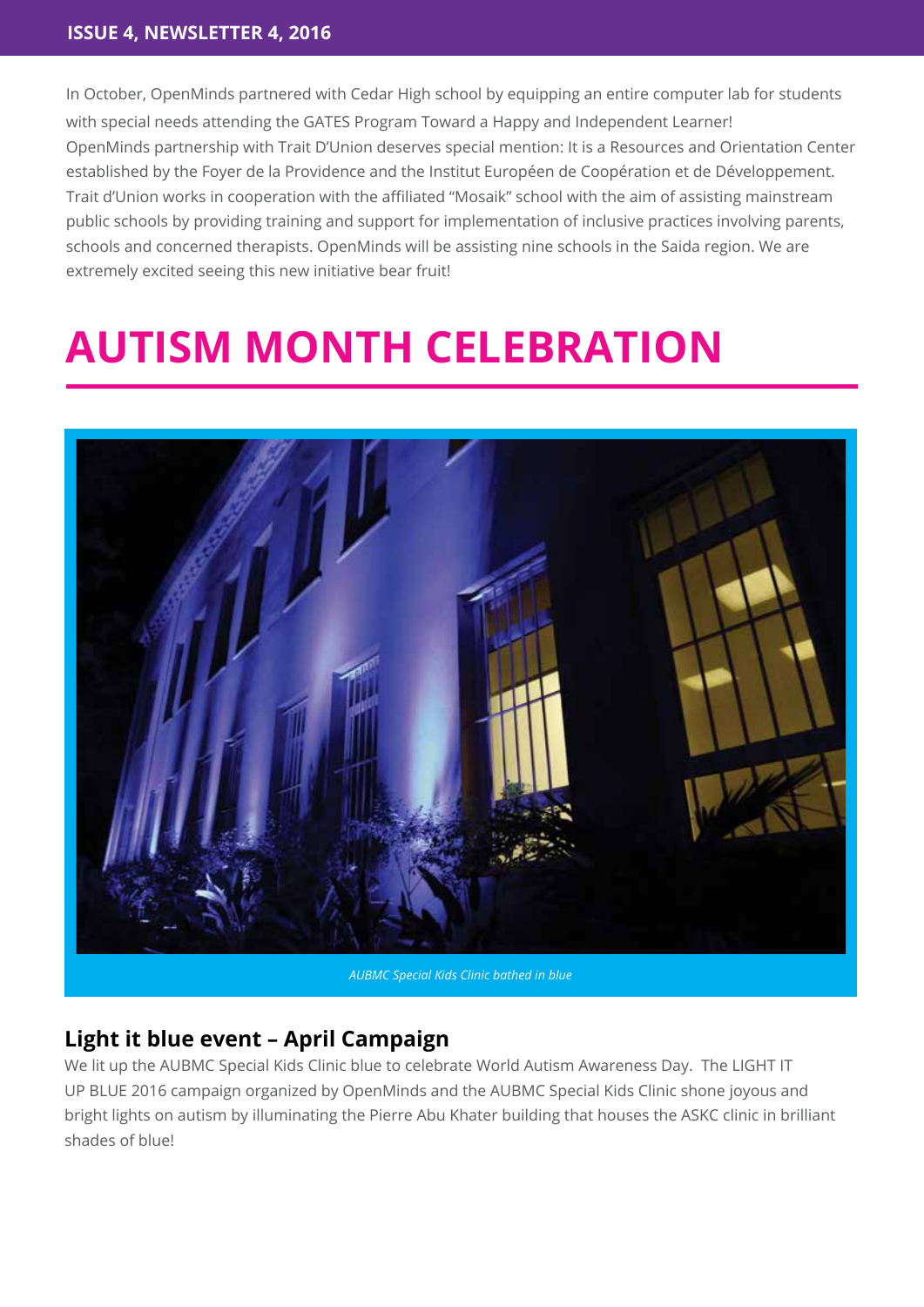In October, OpenMinds partnered with Cedar High school by equipping an entire computer lab for students with special needs attending the GATES Program Toward a Happy and Independent Learner!

OpenMinds partnership with Trait D'Union deserves special mention: It is a Resources and Orientation Center established by the Foyer de la Providence and the Institut Européen de Coopération et de Développement. Trait d'Union works in cooperation with the affiliated "Mosaik" school with the aim of assisting mainstream public schools by providing training and support for implementation of inclusive practices involving parents, schools and concerned therapists. OpenMinds will be assisting nine schools in the Saida region. We are extremely excited seeing this new initiative bear fruit!

# AUTISM MONTH CELEBRATION

*AUBMC Special Kids Clinic bathed in blue*

## Light it blue event – April Campaign

We lit up the AUBMC Special Kids Clinic blue to celebrate World Autism Awareness Day. The LIGHT IT UP BLUE 2016 campaign organized by OpenMinds and the AUBMC Special Kids Clinic shone joyous and bright lights on autism by illuminating the Pierre Abu Khater building that houses the ASKC clinic in brilliant shades of blue!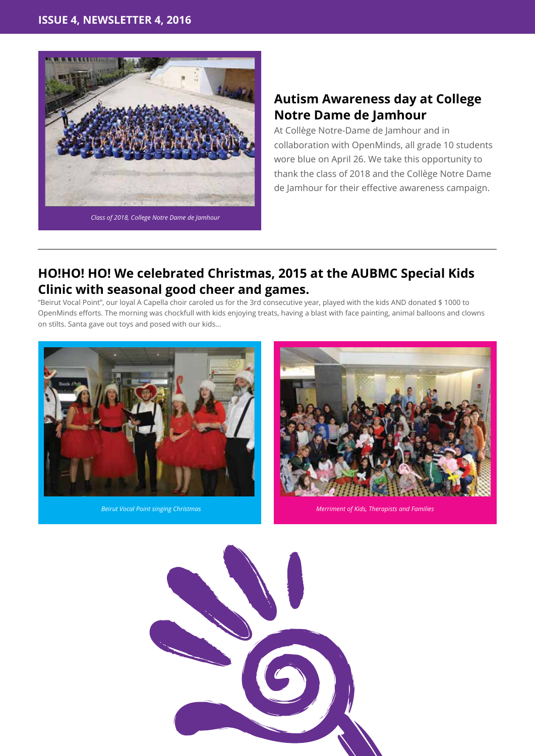Class of 2018, College Notre Dame de Jamhour

## Autism Awareness day at College Notre Dame de Jamhour

At Collège Notre-Dame de Jamhour and in collaboration with OpenMinds, all grade 10 students wore blue on April 26. We take this opportunity to thank the class of 2018 and the Collège Notre Dame de Jamhour for their effective awareness campaign.

---

## HO!HO! HO! We celebrated Christmas, 2015 at the AUBMC Special Kids Clinic with seasonal good cheer and games.

"Beirut Vocal Point", our loyal A Capella choir caroled us for the 3rd consecutive year, played with the kids AND donated $ 1000 to OpenMinds efforts. The morning was chockfull with kids enjoying treats, having a blast with face painting, animal balloons and clowns on stilts. Santa gave out toys and posed with our kids...

*Beirut Vocal Point singing Christmas*

*Merriment of Kids, Therapists and Families*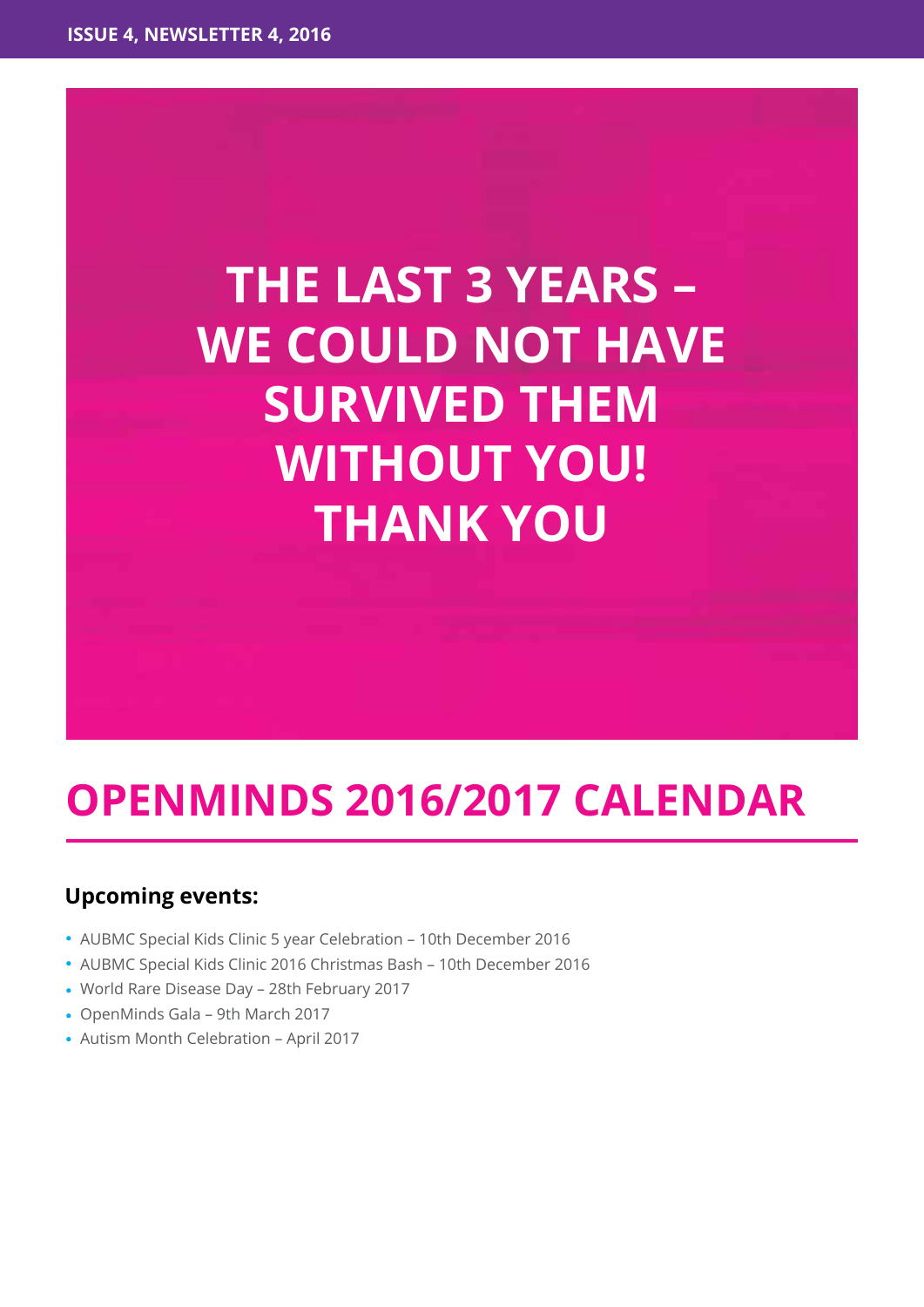# THE LAST 3 YEARS – WE COULD NOT HAVE SURVIVED THEM WITHOUT YOU! THANK YOU

## OPENMINDS 2016/2017 CALENDAR

### Upcoming events:

- AUBMC Special Kids Clinic 5 year Celebration – 10th December 2016
- AUBMC Special Kids Clinic 2016 Christmas Bash – 10th December 2016
- World Rare Disease Day – 28th February 2017
- OpenMinds Gala – 9th March 2017
- Autism Month Celebration – April 2017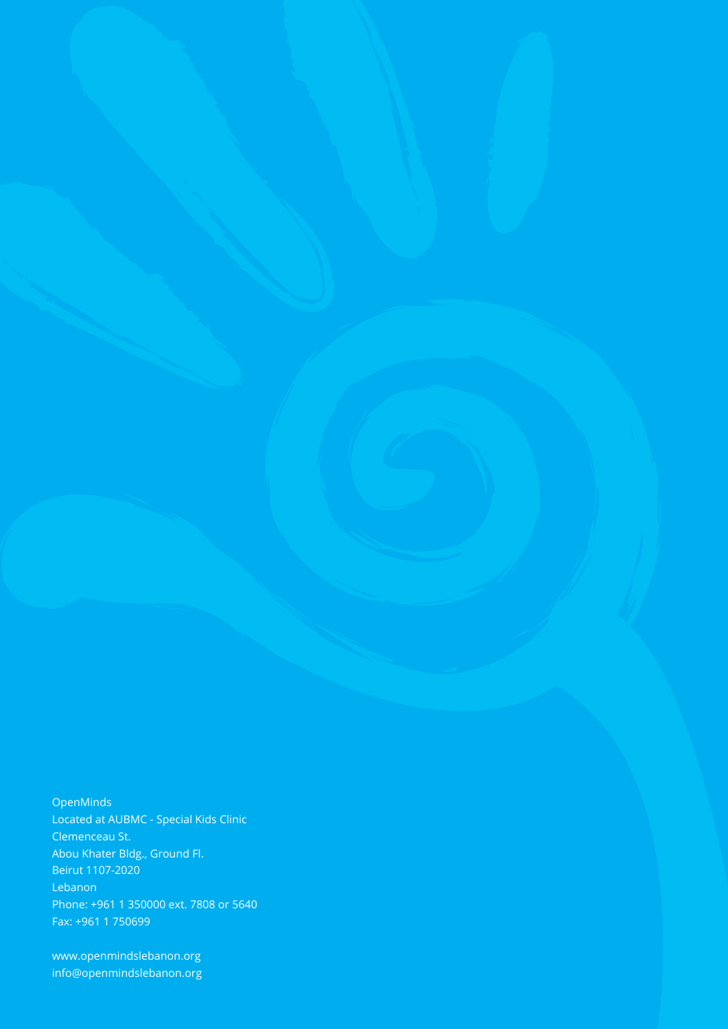OpenMinds
Located at AUBMC - Special Kids Clinic
Clemenceau St.
Abou Khater Bldg., Ground Fl.
Beirut 1107-2020
Lebanon
Phone: +961 1 350000 ext. 7808 or 5640
Fax: +961 1 750699

www.openmindslebanon.org
info@openmindslebanon.org